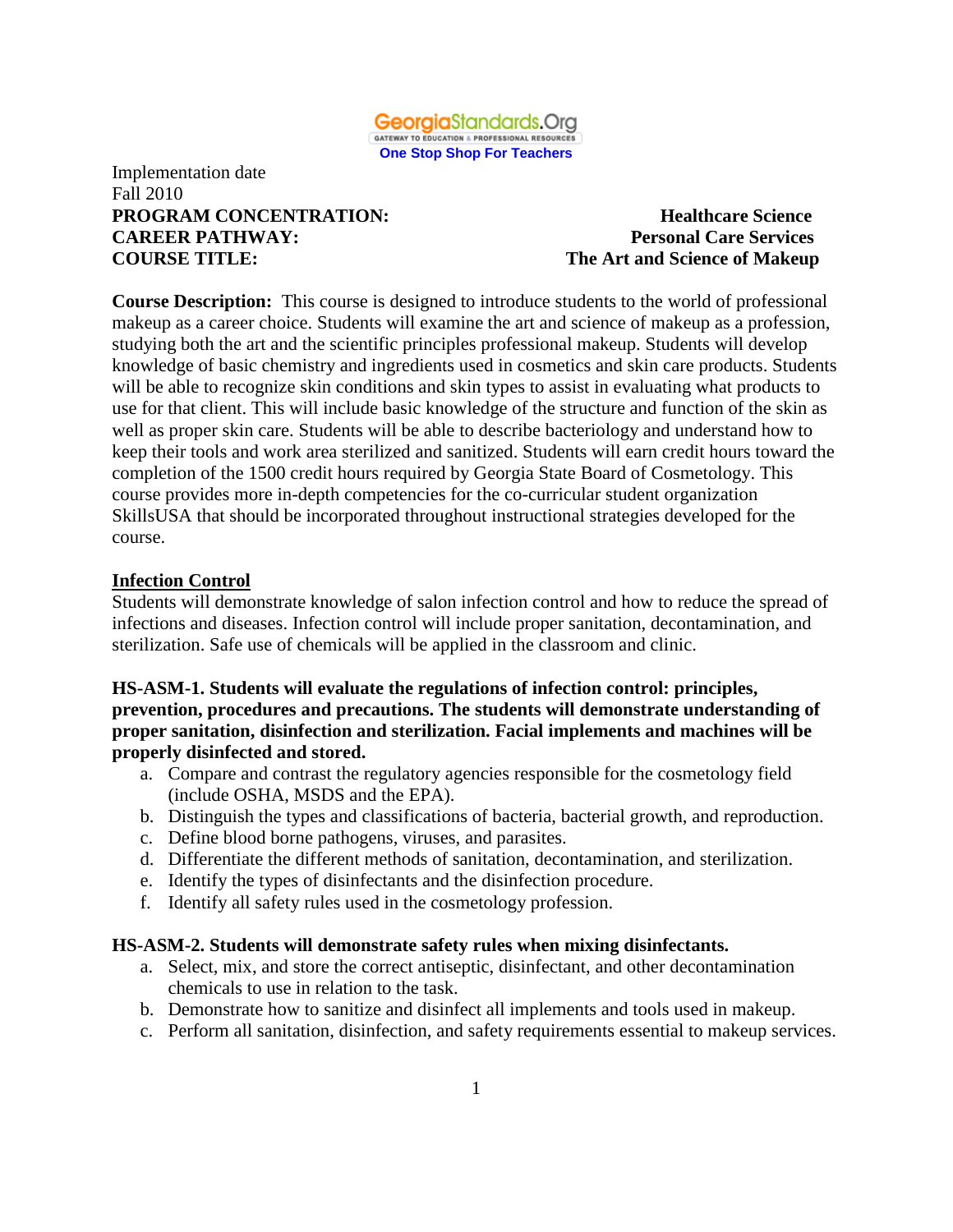GeorgiaStandards.Org
GATEWAY TO EDUCATION & PROFESSIONAL RESOURCES
One Stop Shop For Teachers

Implementation date
Fall 2010

**PROGRAM CONCENTRATION:** **Healthcare Science**
**CAREER PATHWAY:** **Personal Care Services**
**COURSE TITLE:** **The Art and Science of Makeup**

**Course Description:** This course is designed to introduce students to the world of professional makeup as a career choice. Students will examine the art and science of makeup as a profession, studying both the art and the scientific principles professional makeup. Students will develop knowledge of basic chemistry and ingredients used in cosmetics and skin care products. Students will be able to recognize skin conditions and skin types to assist in evaluating what products to use for that client. This will include basic knowledge of the structure and function of the skin as well as proper skin care. Students will be able to describe bacteriology and understand how to keep their tools and work area sterilized and sanitized. Students will earn credit hours toward the completion of the 1500 credit hours required by Georgia State Board of Cosmetology. This course provides more in-depth competencies for the co-curricular student organization SkillsUSA that should be incorporated throughout instructional strategies developed for the course.

## Infection Control

Students will demonstrate knowledge of salon infection control and how to reduce the spread of infections and diseases. Infection control will include proper sanitation, decontamination, and sterilization. Safe use of chemicals will be applied in the classroom and clinic.

**HS-ASM-1. Students will evaluate the regulations of infection control: principles, prevention, procedures and precautions. The students will demonstrate understanding of proper sanitation, disinfection and sterilization. Facial implements and machines will be properly disinfected and stored.**

a. Compare and contrast the regulatory agencies responsible for the cosmetology field (include OSHA, MSDS and the EPA).
b. Distinguish the types and classifications of bacteria, bacterial growth, and reproduction.
c. Define blood borne pathogens, viruses, and parasites.
d. Differentiate the different methods of sanitation, decontamination, and sterilization.
e. Identify the types of disinfectants and the disinfection procedure.
f. Identify all safety rules used in the cosmetology profession.

**HS-ASM-2. Students will demonstrate safety rules when mixing disinfectants.**

a. Select, mix, and store the correct antiseptic, disinfectant, and other decontamination chemicals to use in relation to the task.
b. Demonstrate how to sanitize and disinfect all implements and tools used in makeup.
c. Perform all sanitation, disinfection, and safety requirements essential to makeup services.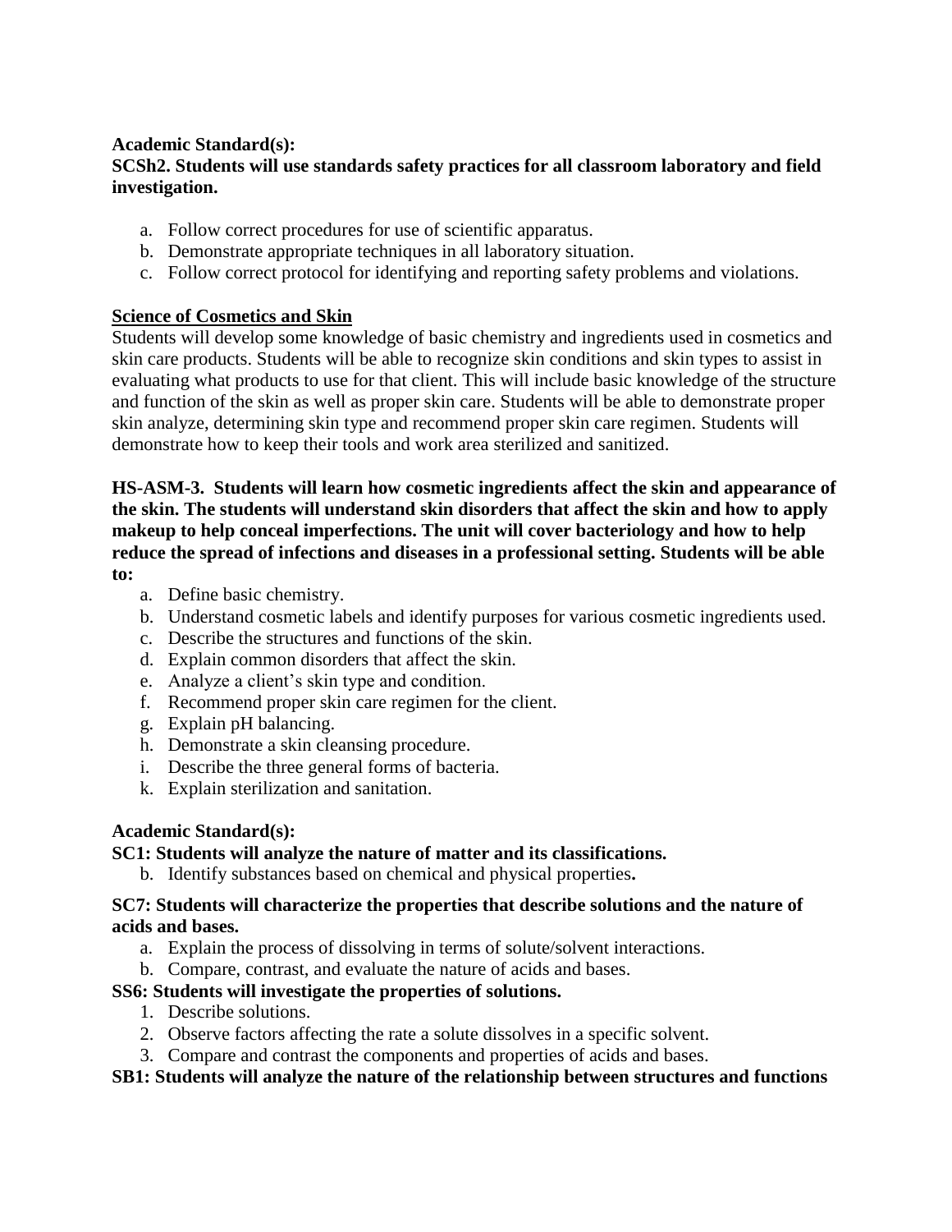**Academic Standard(s):**

**SCSh2. Students will use standards safety practices for all classroom laboratory and field investigation.**

a. Follow correct procedures for use of scientific apparatus.
b. Demonstrate appropriate techniques in all laboratory situation.
c. Follow correct protocol for identifying and reporting safety problems and violations.

**<u>Science of Cosmetics and Skin</u>**

Students will develop some knowledge of basic chemistry and ingredients used in cosmetics and skin care products. Students will be able to recognize skin conditions and skin types to assist in evaluating what products to use for that client. This will include basic knowledge of the structure and function of the skin as well as proper skin care. Students will be able to demonstrate proper skin analyze, determining skin type and recommend proper skin care regimen. Students will demonstrate how to keep their tools and work area sterilized and sanitized.

**HS-ASM-3. Students will learn how cosmetic ingredients affect the skin and appearance of the skin. The students will understand skin disorders that affect the skin and how to apply makeup to help conceal imperfections. The unit will cover bacteriology and how to help reduce the spread of infections and diseases in a professional setting. Students will be able to:**

a. Define basic chemistry.
b. Understand cosmetic labels and identify purposes for various cosmetic ingredients used.
c. Describe the structures and functions of the skin.
d. Explain common disorders that affect the skin.
e. Analyze a client's skin type and condition.
f. Recommend proper skin care regimen for the client.
g. Explain pH balancing.
h. Demonstrate a skin cleansing procedure.
i. Describe the three general forms of bacteria.
k. Explain sterilization and sanitation.

**Academic Standard(s):**

**SC1: Students will analyze the nature of matter and its classifications.**

b. Identify substances based on chemical and physical properties**.**

**SC7: Students will characterize the properties that describe solutions and the nature of acids and bases.**

a. Explain the process of dissolving in terms of solute/solvent interactions.
b. Compare, contrast, and evaluate the nature of acids and bases.

**SS6: Students will investigate the properties of solutions.**

1. Describe solutions.
2. Observe factors affecting the rate a solute dissolves in a specific solvent.
3. Compare and contrast the components and properties of acids and bases.

**SB1: Students will analyze the nature of the relationship between structures and functions**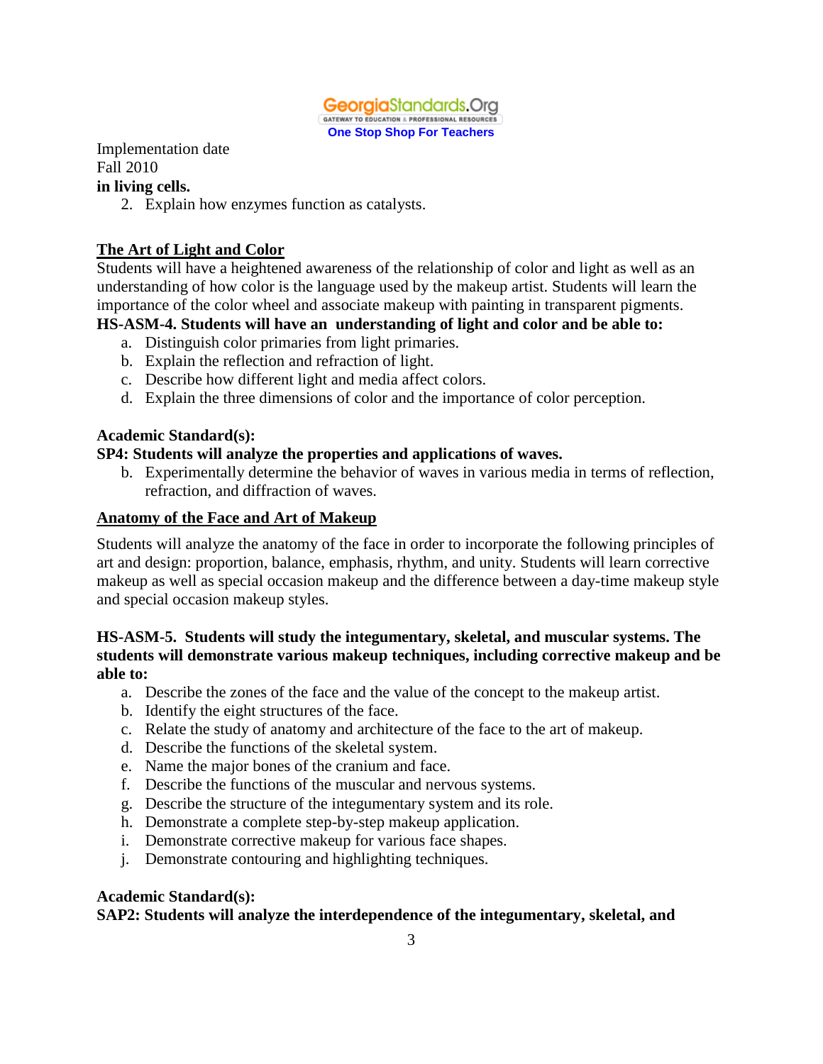Implementation date
Fall 2010

**in living cells.**

2. Explain how enzymes function as catalysts.

## The Art of Light and Color

Students will have a heightened awareness of the relationship of color and light as well as an understanding of how color is the language used by the makeup artist. Students will learn the importance of the color wheel and associate makeup with painting in transparent pigments.

**HS-ASM-4. Students will have an understanding of light and color and be able to:**

a. Distinguish color primaries from light primaries.
b. Explain the reflection and refraction of light.
c. Describe how different light and media affect colors.
d. Explain the three dimensions of color and the importance of color perception.

**Academic Standard(s):**

**SP4: Students will analyze the properties and applications of waves.**

b. Experimentally determine the behavior of waves in various media in terms of reflection, refraction, and diffraction of waves.

## Anatomy of the Face and Art of Makeup

Students will analyze the anatomy of the face in order to incorporate the following principles of art and design: proportion, balance, emphasis, rhythm, and unity. Students will learn corrective makeup as well as special occasion makeup and the difference between a day-time makeup style and special occasion makeup styles.

**HS-ASM-5. Students will study the integumentary, skeletal, and muscular systems. The students will demonstrate various makeup techniques, including corrective makeup and be able to:**

a. Describe the zones of the face and the value of the concept to the makeup artist.
b. Identify the eight structures of the face.
c. Relate the study of anatomy and architecture of the face to the art of makeup.
d. Describe the functions of the skeletal system.
e. Name the major bones of the cranium and face.
f. Describe the functions of the muscular and nervous systems.
g. Describe the structure of the integumentary system and its role.
h. Demonstrate a complete step-by-step makeup application.
i. Demonstrate corrective makeup for various face shapes.
j. Demonstrate contouring and highlighting techniques.

**Academic Standard(s):**

**SAP2: Students will analyze the interdependence of the integumentary, skeletal, and**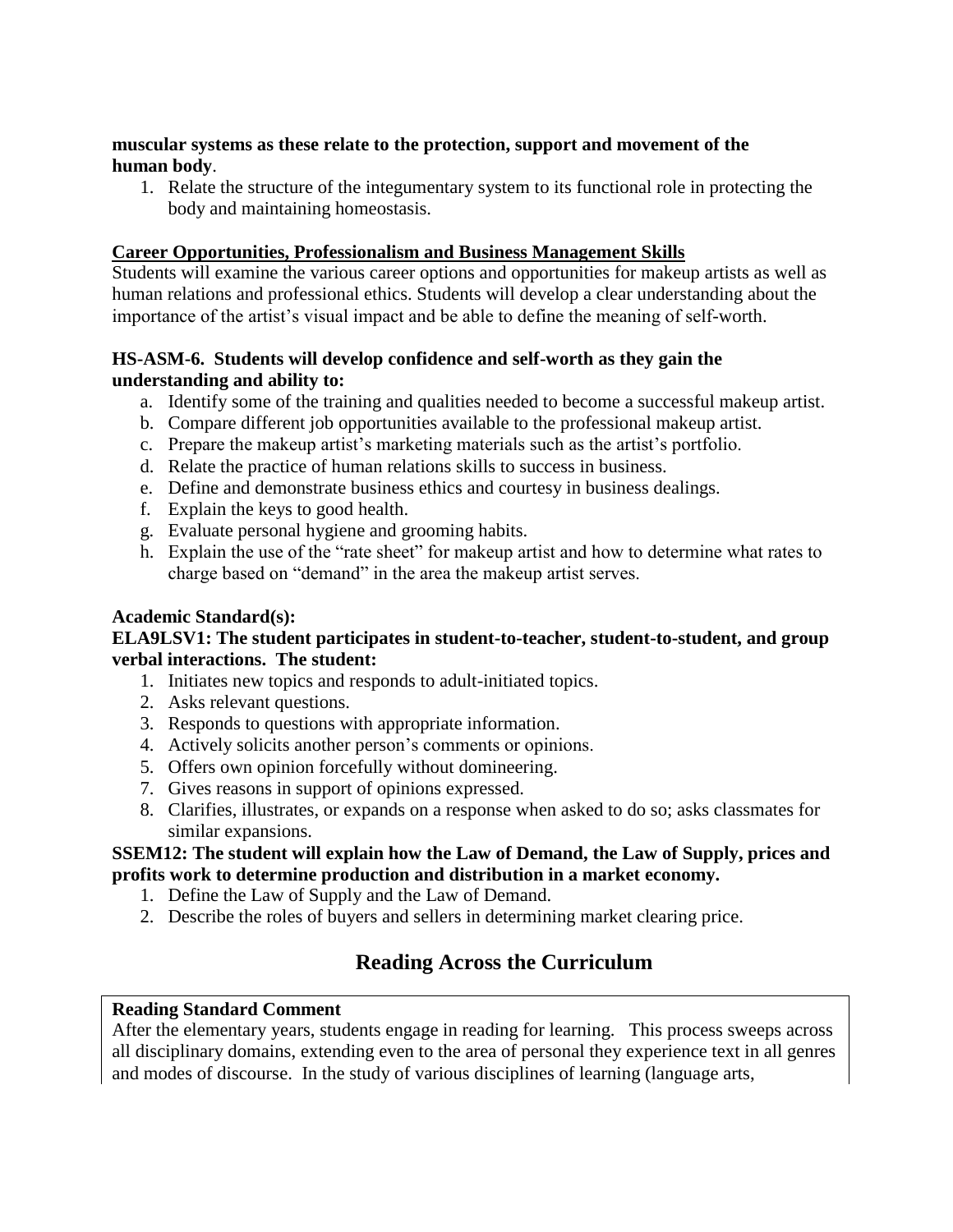**muscular systems as these relate to the protection, support and movement of the human body**.

1. Relate the structure of the integumentary system to its functional role in protecting the body and maintaining homeostasis.

**Career Opportunities, Professionalism and Business Management Skills**

Students will examine the various career options and opportunities for makeup artists as well as human relations and professional ethics. Students will develop a clear understanding about the importance of the artist's visual impact and be able to define the meaning of self-worth.

**HS-ASM-6. Students will develop confidence and self-worth as they gain the understanding and ability to:**

a. Identify some of the training and qualities needed to become a successful makeup artist.
b. Compare different job opportunities available to the professional makeup artist.
c. Prepare the makeup artist's marketing materials such as the artist's portfolio.
d. Relate the practice of human relations skills to success in business.
e. Define and demonstrate business ethics and courtesy in business dealings.
f. Explain the keys to good health.
g. Evaluate personal hygiene and grooming habits.
h. Explain the use of the "rate sheet" for makeup artist and how to determine what rates to charge based on "demand" in the area the makeup artist serves.

**Academic Standard(s):**

**ELA9LSV1: The student participates in student-to-teacher, student-to-student, and group verbal interactions. The student:**

1. Initiates new topics and responds to adult-initiated topics.
2. Asks relevant questions.
3. Responds to questions with appropriate information.
4. Actively solicits another person's comments or opinions.
5. Offers own opinion forcefully without domineering.
7. Gives reasons in support of opinions expressed.
8. Clarifies, illustrates, or expands on a response when asked to do so; asks classmates for similar expansions.

**SSEM12: The student will explain how the Law of Demand, the Law of Supply, prices and profits work to determine production and distribution in a market economy.**

1. Define the Law of Supply and the Law of Demand.
2. Describe the roles of buyers and sellers in determining market clearing price.

## Reading Across the Curriculum

**Reading Standard Comment**

After the elementary years, students engage in reading for learning. This process sweeps across all disciplinary domains, extending even to the area of personal they experience text in all genres and modes of discourse. In the study of various disciplines of learning (language arts,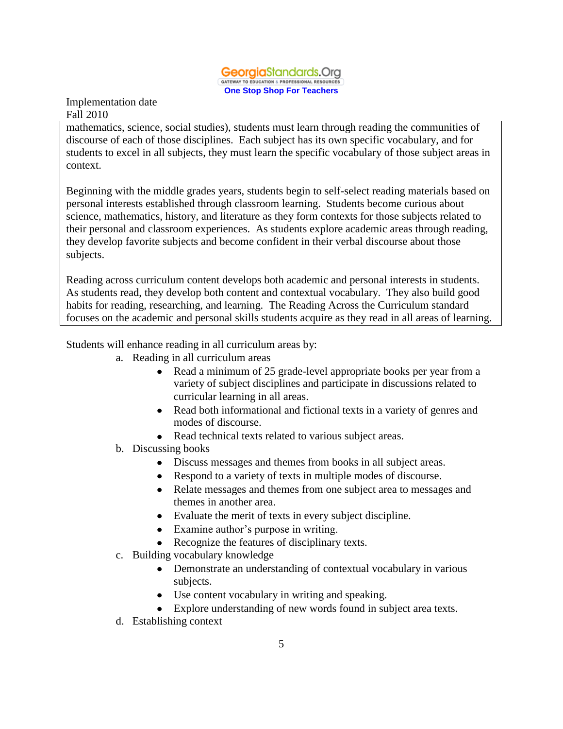Implementation date
Fall 2010

mathematics, science, social studies), students must learn through reading the communities of discourse of each of those disciplines. Each subject has its own specific vocabulary, and for students to excel in all subjects, they must learn the specific vocabulary of those subject areas in context.

Beginning with the middle grades years, students begin to self-select reading materials based on personal interests established through classroom learning. Students become curious about science, mathematics, history, and literature as they form contexts for those subjects related to their personal and classroom experiences. As students explore academic areas through reading, they develop favorite subjects and become confident in their verbal discourse about those subjects.

Reading across curriculum content develops both academic and personal interests in students. As students read, they develop both content and contextual vocabulary. They also build good habits for reading, researching, and learning. The Reading Across the Curriculum standard focuses on the academic and personal skills students acquire as they read in all areas of learning.

Students will enhance reading in all curriculum areas by:

a. Reading in all curriculum areas
    - Read a minimum of 25 grade-level appropriate books per year from a variety of subject disciplines and participate in discussions related to curricular learning in all areas.
    - Read both informational and fictional texts in a variety of genres and modes of discourse.
    - Read technical texts related to various subject areas.

b. Discussing books
    - Discuss messages and themes from books in all subject areas.
    - Respond to a variety of texts in multiple modes of discourse.
    - Relate messages and themes from one subject area to messages and themes in another area.
    - Evaluate the merit of texts in every subject discipline.
    - Examine author's purpose in writing.
    - Recognize the features of disciplinary texts.

c. Building vocabulary knowledge
    - Demonstrate an understanding of contextual vocabulary in various subjects.
    - Use content vocabulary in writing and speaking.
    - Explore understanding of new words found in subject area texts.

d. Establishing context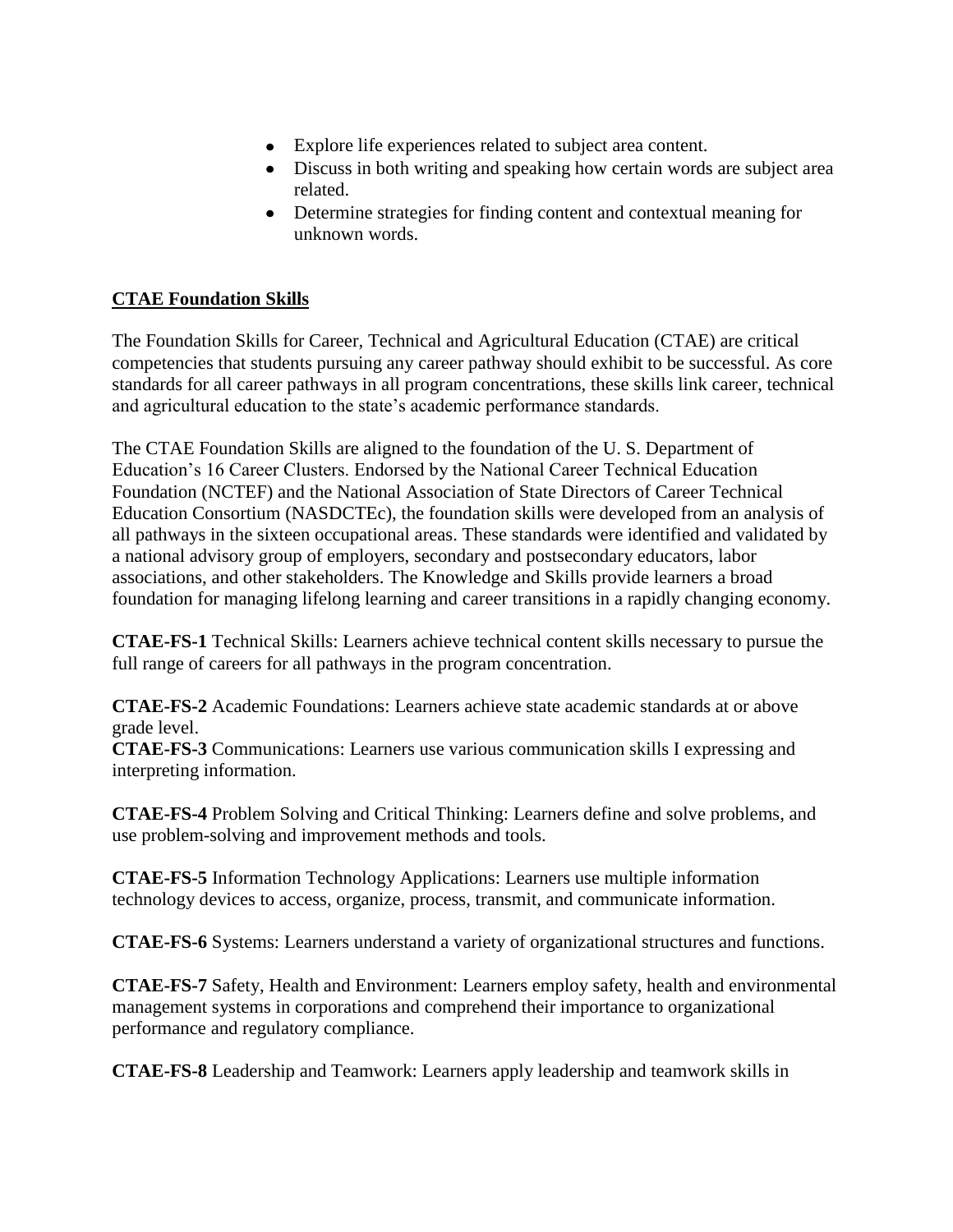- Explore life experiences related to subject area content.
- Discuss in both writing and speaking how certain words are subject area related.
- Determine strategies for finding content and contextual meaning for unknown words.

## CTAE Foundation Skills

The Foundation Skills for Career, Technical and Agricultural Education (CTAE) are critical competencies that students pursuing any career pathway should exhibit to be successful. As core standards for all career pathways in all program concentrations, these skills link career, technical and agricultural education to the state's academic performance standards.

The CTAE Foundation Skills are aligned to the foundation of the U. S. Department of Education's 16 Career Clusters. Endorsed by the National Career Technical Education Foundation (NCTEF) and the National Association of State Directors of Career Technical Education Consortium (NASDCTEc), the foundation skills were developed from an analysis of all pathways in the sixteen occupational areas. These standards were identified and validated by a national advisory group of employers, secondary and postsecondary educators, labor associations, and other stakeholders. The Knowledge and Skills provide learners a broad foundation for managing lifelong learning and career transitions in a rapidly changing economy.

**CTAE-FS-1** Technical Skills: Learners achieve technical content skills necessary to pursue the full range of careers for all pathways in the program concentration.

**CTAE-FS-2** Academic Foundations: Learners achieve state academic standards at or above grade level.

**CTAE-FS-3** Communications: Learners use various communication skills I expressing and interpreting information.

**CTAE-FS-4** Problem Solving and Critical Thinking: Learners define and solve problems, and use problem-solving and improvement methods and tools.

**CTAE-FS-5** Information Technology Applications: Learners use multiple information technology devices to access, organize, process, transmit, and communicate information.

**CTAE-FS-6** Systems: Learners understand a variety of organizational structures and functions.

**CTAE-FS-7** Safety, Health and Environment: Learners employ safety, health and environmental management systems in corporations and comprehend their importance to organizational performance and regulatory compliance.

**CTAE-FS-8** Leadership and Teamwork: Learners apply leadership and teamwork skills in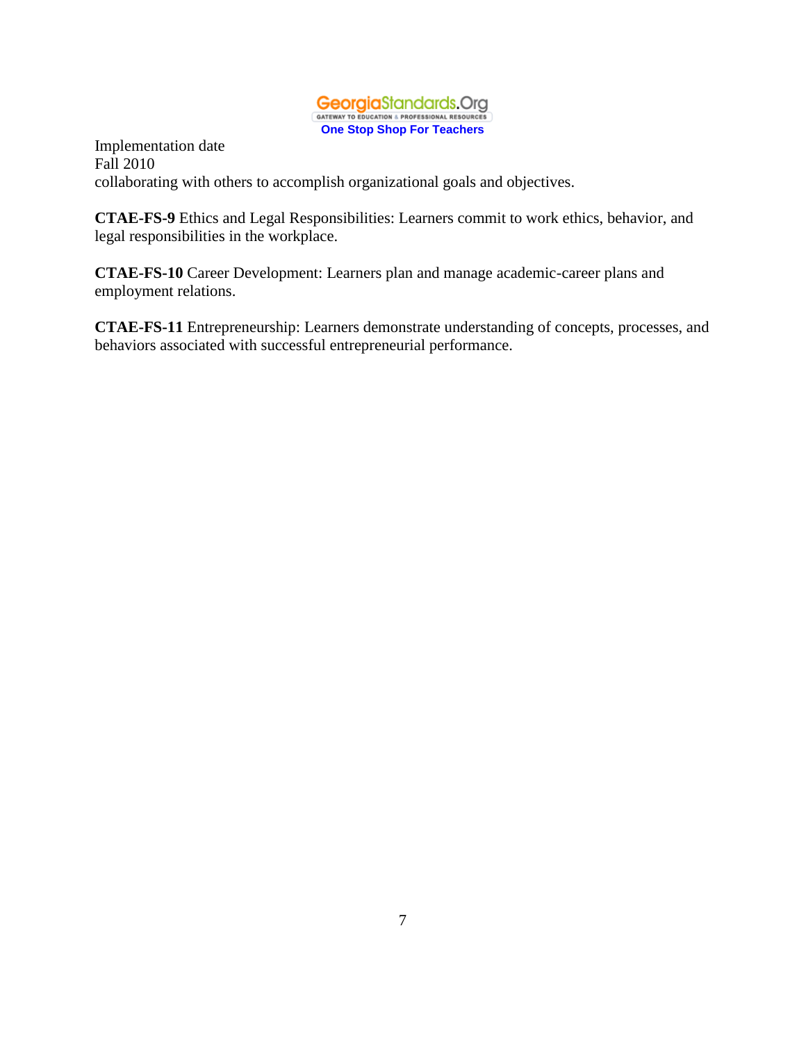collaborating with others to accomplish organizational goals and objectives.

**CTAE-FS-9** Ethics and Legal Responsibilities: Learners commit to work ethics, behavior, and legal responsibilities in the workplace.

**CTAE-FS-10** Career Development: Learners plan and manage academic-career plans and employment relations.

**CTAE-FS-11** Entrepreneurship: Learners demonstrate understanding of concepts, processes, and behaviors associated with successful entrepreneurial performance.